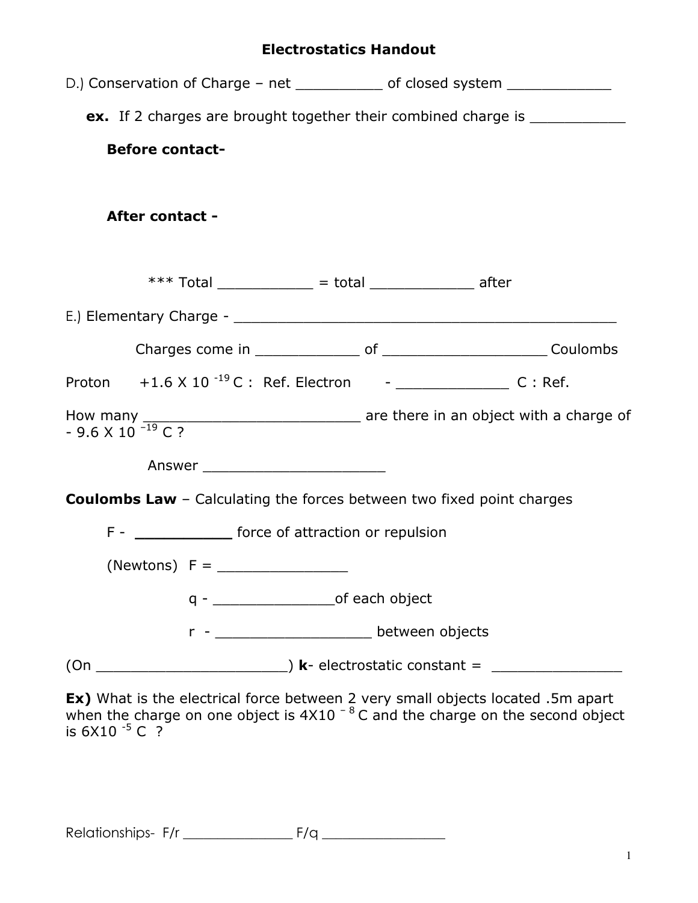# Electrostatics Handout

D.) Conservation of Charge – net __________ of closed system ____________

**ex.** If 2 charges are brought together their combined charge is ___________

**Before contact-**

**After contact -**

*** Total ___________ = total ____________ after

E.) Elementary Charge - ______________________________________________

Charges come in ____________ of ___________________ Coulombs

Proton $+1.6 \times 10^{-19}$ C : Ref. Electron - _____________ C : Ref.

How many __________________________ are there in an object with a charge of $-9.6 \times 10^{-19}$ C ?

Answer _____________________

**Coulombs Law** – Calculating the forces between two fixed point charges

F - __________ force of attraction or repulsion

(Newtons) F = _______________

q - ______________of each object

r - __________________ between objects

(On ______________________) **k**- electrostatic constant = _______________

**Ex)** What is the electrical force between 2 very small objects located .5m apart when the charge on one object is $4 \times 10^{-8}$ C and the charge on the second object is $6 \times 10^{-5}$ C ?

Relationships- F/r ______________ F/q ________________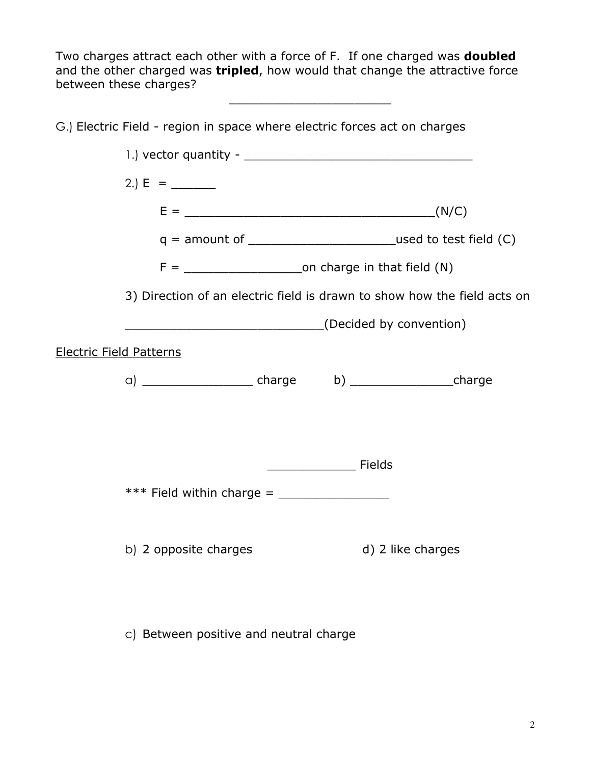Two charges attract each other with a force of F. If one charged was **doubled** and the other charged was **tripled**, how would that change the attractive force between these charges?

______________________

G.) Electric Field - region in space where electric forces act on charges

1.) vector quantity - ________________________________

2.) E = ______

E = ___________________________________(N/C)

q = amount of ____________________used to test field (C)

F = ________________on charge in that field (N)

3) Direction of an electric field is drawn to show how the field acts on

___________________________(Decided by convention)

<u>Electric Field Patterns</u>

a) _______________ charge

b) ______________charge

____________ Fields

*** Field within charge = _______________

b) 2 opposite charges

d) 2 like charges

c) Between positive and neutral charge